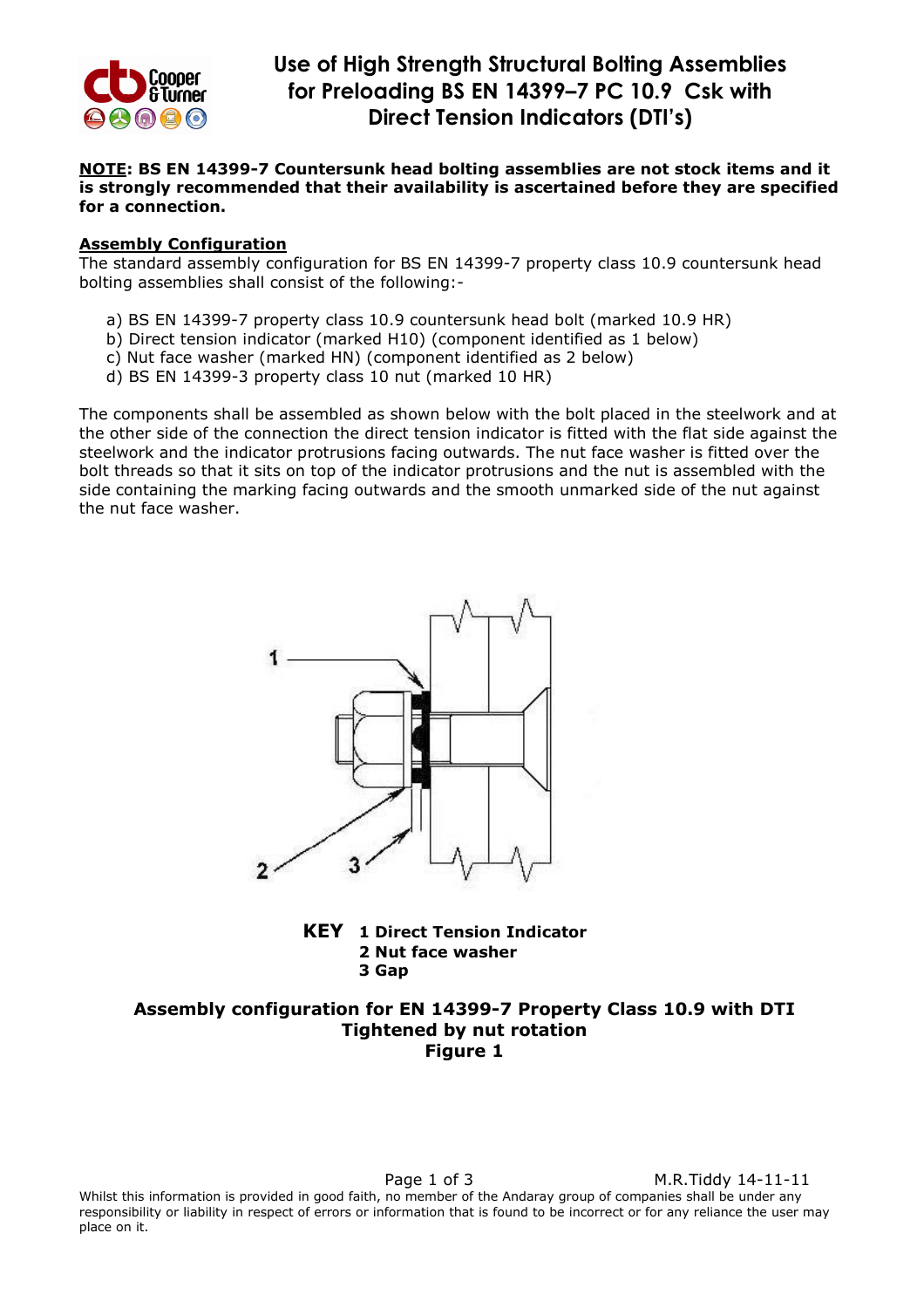# Use of High Strength Structural Bolting Assemblies for Preloading BS EN 14399–7 PC 10.9 Csk with Direct Tension Indicators (DTI's)

**NOTE: BS EN 14399-7 Countersunk head bolting assemblies are not stock items and it is strongly recommended that their availability is ascertained before they are specified for a connection.**

## Assembly Configuration

The standard assembly configuration for BS EN 14399-7 property class 10.9 countersunk head bolting assemblies shall consist of the following:-

a) BS EN 14399-7 property class 10.9 countersunk head bolt (marked 10.9 HR)
b) Direct tension indicator (marked H10) (component identified as 1 below)
c) Nut face washer (marked HN) (component identified as 2 below)
d) BS EN 14399-3 property class 10 nut (marked 10 HR)

The components shall be assembled as shown below with the bolt placed in the steelwork and at the other side of the connection the direct tension indicator is fitted with the flat side against the steelwork and the indicator protrusions facing outwards. The nut face washer is fitted over the bolt threads so that it sits on top of the indicator protrusions and the nut is assembled with the side containing the marking facing outwards and the smooth unmarked side of the nut against the nut face washer.

**KEY**
**1 Direct Tension Indicator**
**2 Nut face washer**
**3 Gap**

**Assembly configuration for EN 14399-7 Property Class 10.9 with DTI**
**Tightened by nut rotation**
**Figure 1**

M.R.Tiddy 14-11-11

Whilst this information is provided in good faith, no member of the Andaray group of companies shall be under any responsibility or liability in respect of errors or information that is found to be incorrect or for any reliance the user may place on it.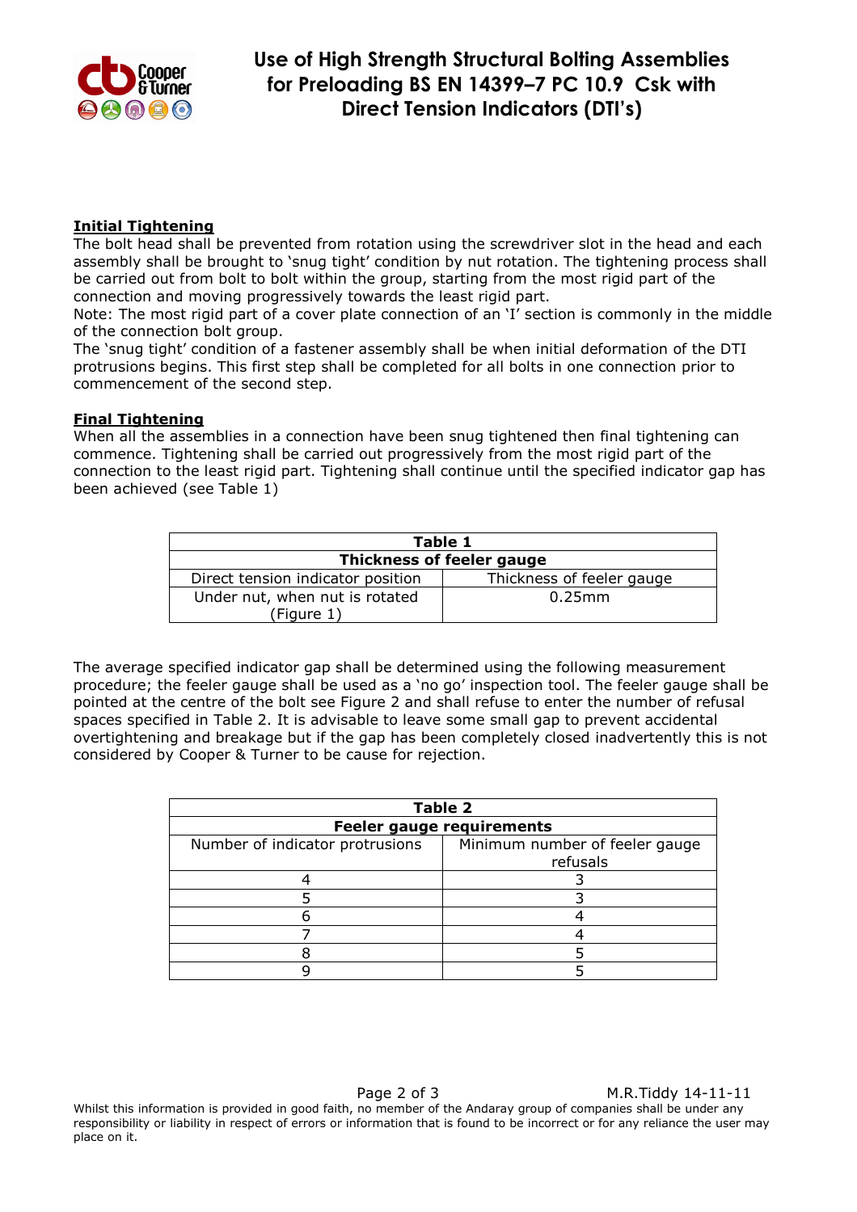**Initial Tightening**

The bolt head shall be prevented from rotation using the screwdriver slot in the head and each assembly shall be brought to 'snug tight' condition by nut rotation. The tightening process shall be carried out from bolt to bolt within the group, starting from the most rigid part of the connection and moving progressively towards the least rigid part.

Note: The most rigid part of a cover plate connection of an 'I' section is commonly in the middle of the connection bolt group.

The 'snug tight' condition of a fastener assembly shall be when initial deformation of the DTI protrusions begins. This first step shall be completed for all bolts in one connection prior to commencement of the second step.

**Final Tightening**

When all the assemblies in a connection have been snug tightened then final tightening can commence. Tightening shall be carried out progressively from the most rigid part of the connection to the least rigid part. Tightening shall continue until the specified indicator gap has been achieved (see Table 1)

| **Table 1** | |
|---|---|
| **Thickness of feeler gauge** | |
| Direct tension indicator position | Thickness of feeler gauge |
| Under nut, when nut is rotated (Figure 1) | 0.25mm |

The average specified indicator gap shall be determined using the following measurement procedure; the feeler gauge shall be used as a 'no go' inspection tool. The feeler gauge shall be pointed at the centre of the bolt see Figure 2 and shall refuse to enter the number of refusal spaces specified in Table 2. It is advisable to leave some small gap to prevent accidental overtightening and breakage but if the gap has been completely closed inadvertently this is not considered by Cooper & Turner to be cause for rejection.

| **Table 2** | |
|---|---|
| **Feeler gauge requirements** | |
| Number of indicator protrusions | Minimum number of feeler gauge refusals |
| 4 | 3 |
| 5 | 3 |
| 6 | 4 |
| 7 | 4 |
| 8 | 5 |
| 9 | 5 |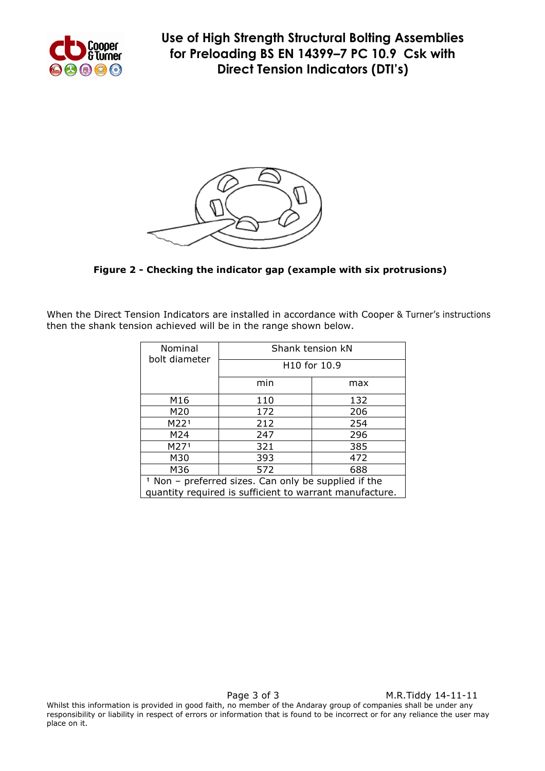Figure 2 - Checking the indicator gap (example with six protrusions)

When the Direct Tension Indicators are installed in accordance with Cooper & Turner's instructions then the shank tension achieved will be in the range shown below.

| Nominal bolt diameter | Shank tension kN | |
|---|---|---|
| | H10 for 10.9 | |
| | min | max |
| M16 | 110 | 132 |
| M20 | 172 | 206 |
| M22[1] | 212 | 254 |
| M24 | 247 | 296 |
| M27[1] | 321 | 385 |
| M30 | 393 | 472 |
| M36 | 572 | 688 |
| [1] Non – preferred sizes. Can only be supplied if the quantity required is sufficient to warrant manufacture. | | |

M.R.Tiddy 14-11-11

Whilst this information is provided in good faith, no member of the Andaray group of companies shall be under any responsibility or liability in respect of errors or information that is found to be incorrect or for any reliance the user may place on it.